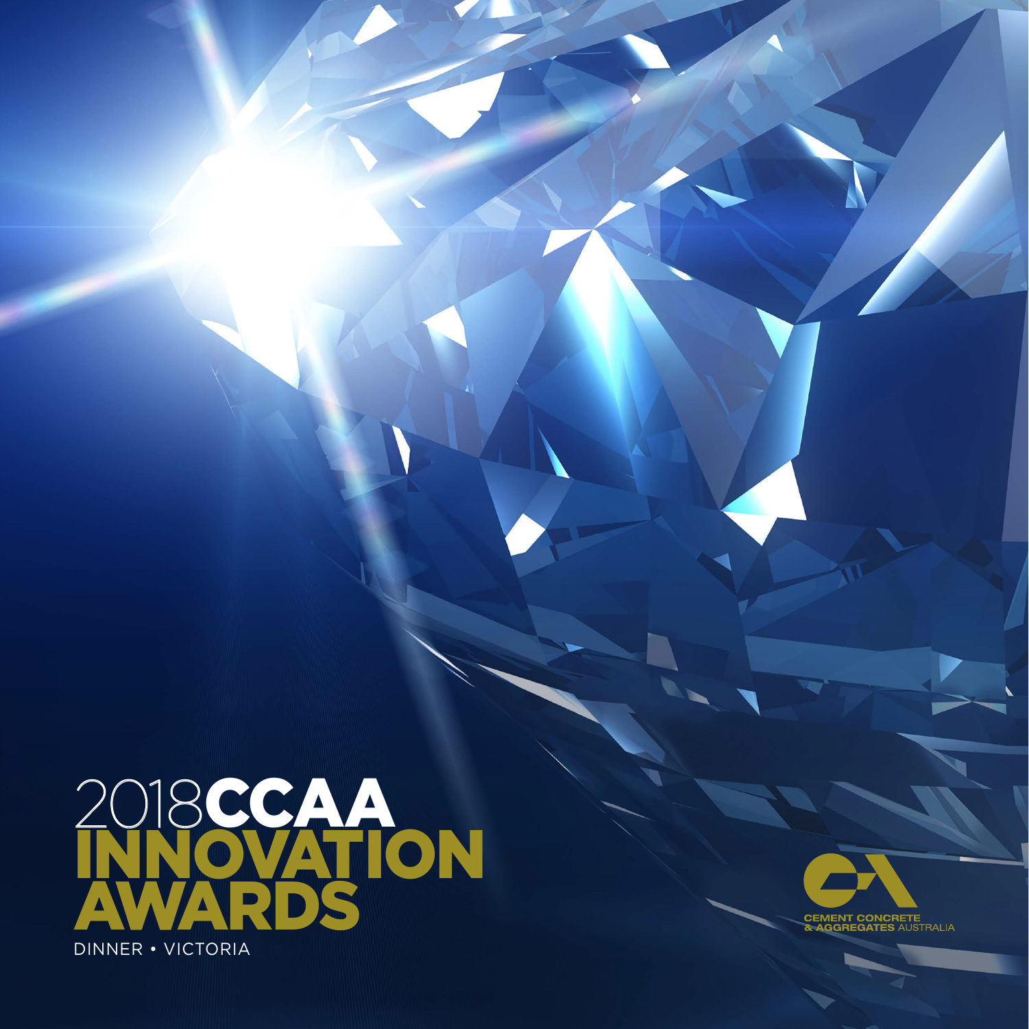# 2018 CCAA INNOVATION AWARDS

DINNER • VICTORIA

CEMENT CONCRETE & AGGREGATES AUSTRALIA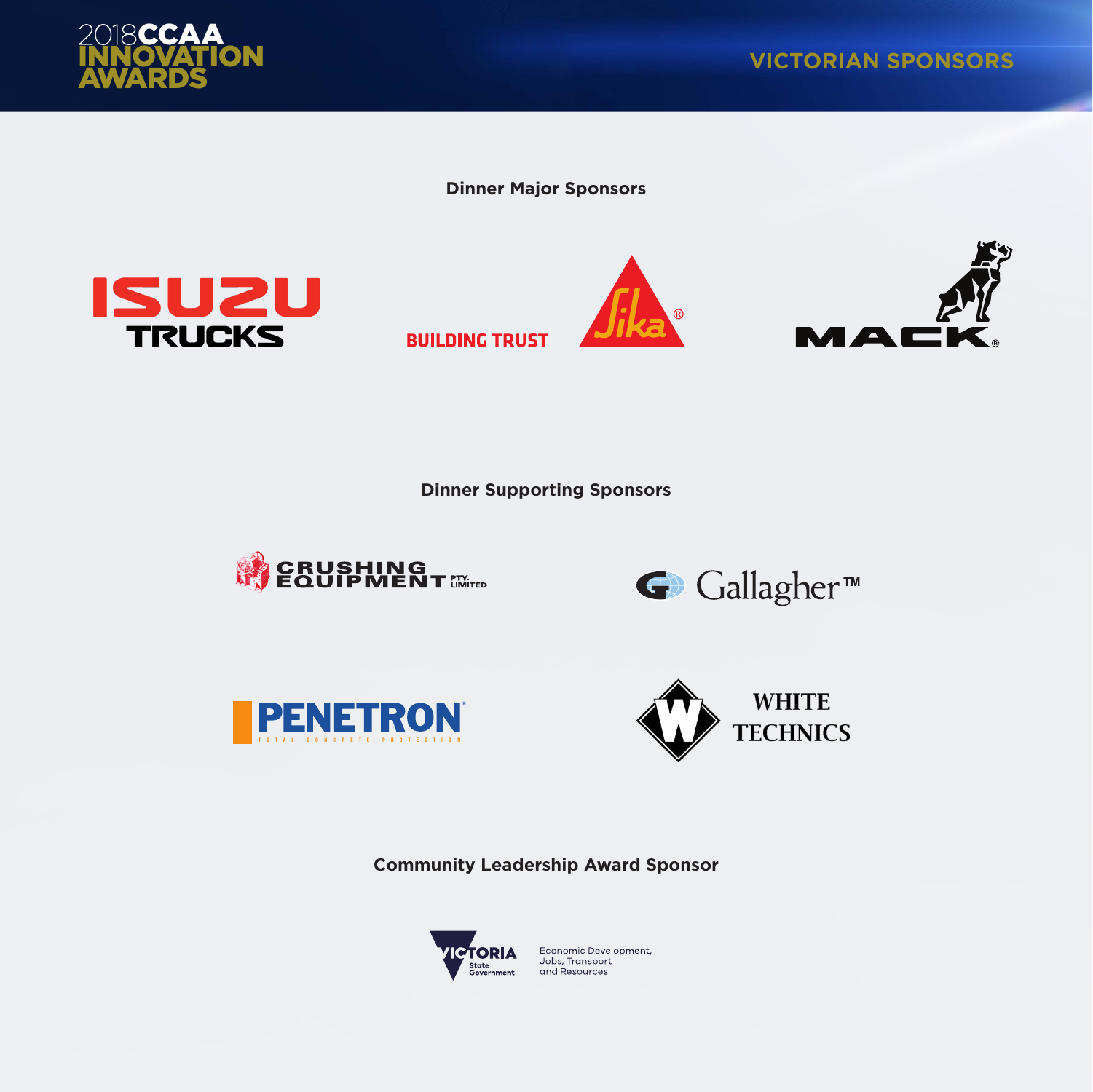2018 CCAA INNOVATION AWARDS

# VICTORIAN SPONSORS

## Dinner Major Sponsors

ISUZU TRUCKS

BUILDING TRUST Sika®

MACK®

## Dinner Supporting Sponsors

CRUSHING EQUIPMENT PTY. LIMITED

Gallagher™

PENETRON® TOTAL CONCRETE PROTECTION

WHITE TECHNICS

## Community Leadership Award Sponsor

VICTORIA State Government | Economic Development, Jobs, Transport and Resources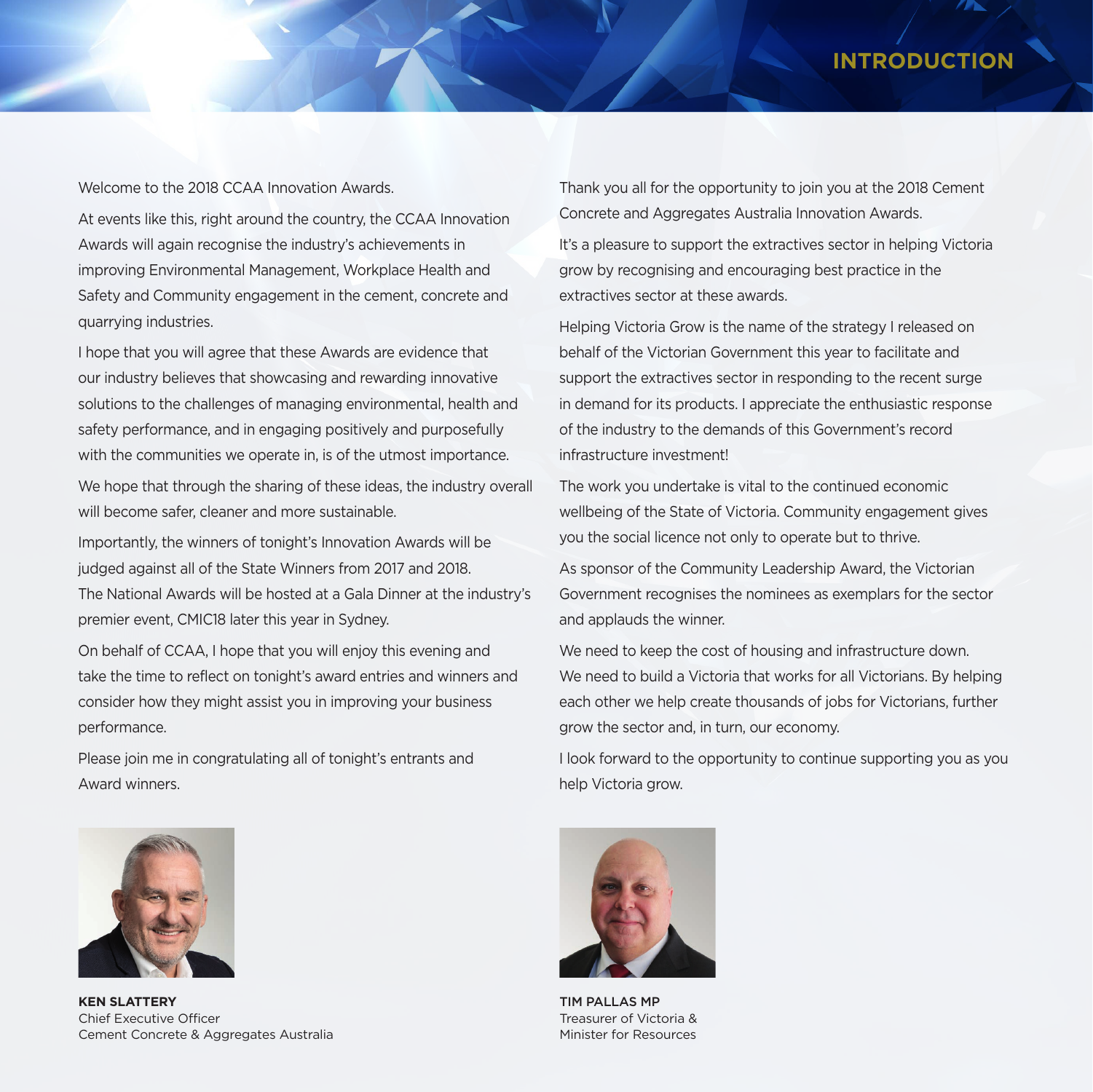# INTRODUCTION

Welcome to the 2018 CCAA Innovation Awards.

At events like this, right around the country, the CCAA Innovation Awards will again recognise the industry's achievements in improving Environmental Management, Workplace Health and Safety and Community engagement in the cement, concrete and quarrying industries.

I hope that you will agree that these Awards are evidence that our industry believes that showcasing and rewarding innovative solutions to the challenges of managing environmental, health and safety performance, and in engaging positively and purposefully with the communities we operate in, is of the utmost importance.

We hope that through the sharing of these ideas, the industry overall will become safer, cleaner and more sustainable.

Importantly, the winners of tonight's Innovation Awards will be judged against all of the State Winners from 2017 and 2018. The National Awards will be hosted at a Gala Dinner at the industry's premier event, CMIC18 later this year in Sydney.

On behalf of CCAA, I hope that you will enjoy this evening and take the time to reflect on tonight's award entries and winners and consider how they might assist you in improving your business performance.

Please join me in congratulating all of tonight's entrants and Award winners.

**KEN SLATTERY**
Chief Executive Officer
Cement Concrete & Aggregates Australia

Thank you all for the opportunity to join you at the 2018 Cement Concrete and Aggregates Australia Innovation Awards.

It's a pleasure to support the extractives sector in helping Victoria grow by recognising and encouraging best practice in the extractives sector at these awards.

Helping Victoria Grow is the name of the strategy I released on behalf of the Victorian Government this year to facilitate and support the extractives sector in responding to the recent surge in demand for its products. I appreciate the enthusiastic response of the industry to the demands of this Government's record infrastructure investment!

The work you undertake is vital to the continued economic wellbeing of the State of Victoria. Community engagement gives you the social licence not only to operate but to thrive.

As sponsor of the Community Leadership Award, the Victorian Government recognises the nominees as exemplars for the sector and applauds the winner.

We need to keep the cost of housing and infrastructure down. We need to build a Victoria that works for all Victorians. By helping each other we help create thousands of jobs for Victorians, further grow the sector and, in turn, our economy.

I look forward to the opportunity to continue supporting you as you help Victoria grow.

**TIM PALLAS MP**
Treasurer of Victoria &
Minister for Resources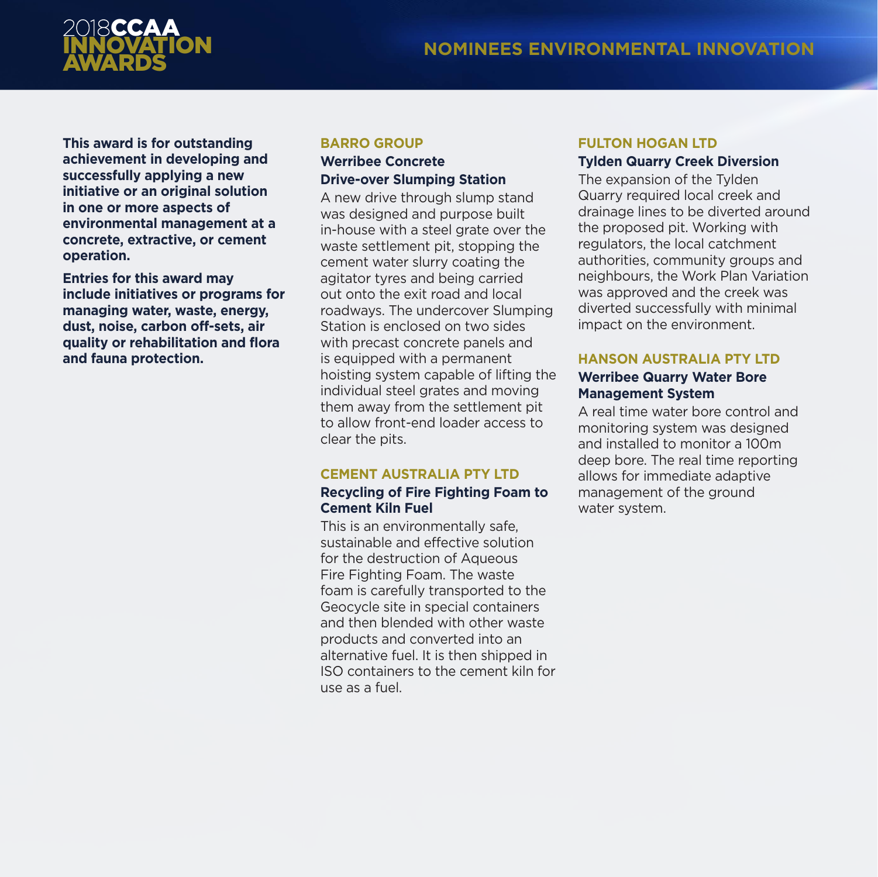# NOMINEES ENVIRONMENTAL INNOVATION

**This award is for outstanding achievement in developing and successfully applying a new initiative or an original solution in one or more aspects of environmental management at a concrete, extractive, or cement operation.**

**Entries for this award may include initiatives or programs for managing water, waste, energy, dust, noise, carbon off-sets, air quality or rehabilitation and flora and fauna protection.**

## BARRO GROUP

### Werribee Concrete Drive-over Slumping Station

A new drive through slump stand was designed and purpose built in-house with a steel grate over the waste settlement pit, stopping the cement water slurry coating the agitator tyres and being carried out onto the exit road and local roadways. The undercover Slumping Station is enclosed on two sides with precast concrete panels and is equipped with a permanent hoisting system capable of lifting the individual steel grates and moving them away from the settlement pit to allow front-end loader access to clear the pits.

## CEMENT AUSTRALIA PTY LTD

### Recycling of Fire Fighting Foam to Cement Kiln Fuel

This is an environmentally safe, sustainable and effective solution for the destruction of Aqueous Fire Fighting Foam. The waste foam is carefully transported to the Geocycle site in special containers and then blended with other waste products and converted into an alternative fuel. It is then shipped in ISO containers to the cement kiln for use as a fuel.

## FULTON HOGAN LTD

### Tylden Quarry Creek Diversion

The expansion of the Tylden Quarry required local creek and drainage lines to be diverted around the proposed pit. Working with regulators, the local catchment authorities, community groups and neighbours, the Work Plan Variation was approved and the creek was diverted successfully with minimal impact on the environment.

## HANSON AUSTRALIA PTY LTD

### Werribee Quarry Water Bore Management System

A real time water bore control and monitoring system was designed and installed to monitor a 100m deep bore. The real time reporting allows for immediate adaptive management of the ground water system.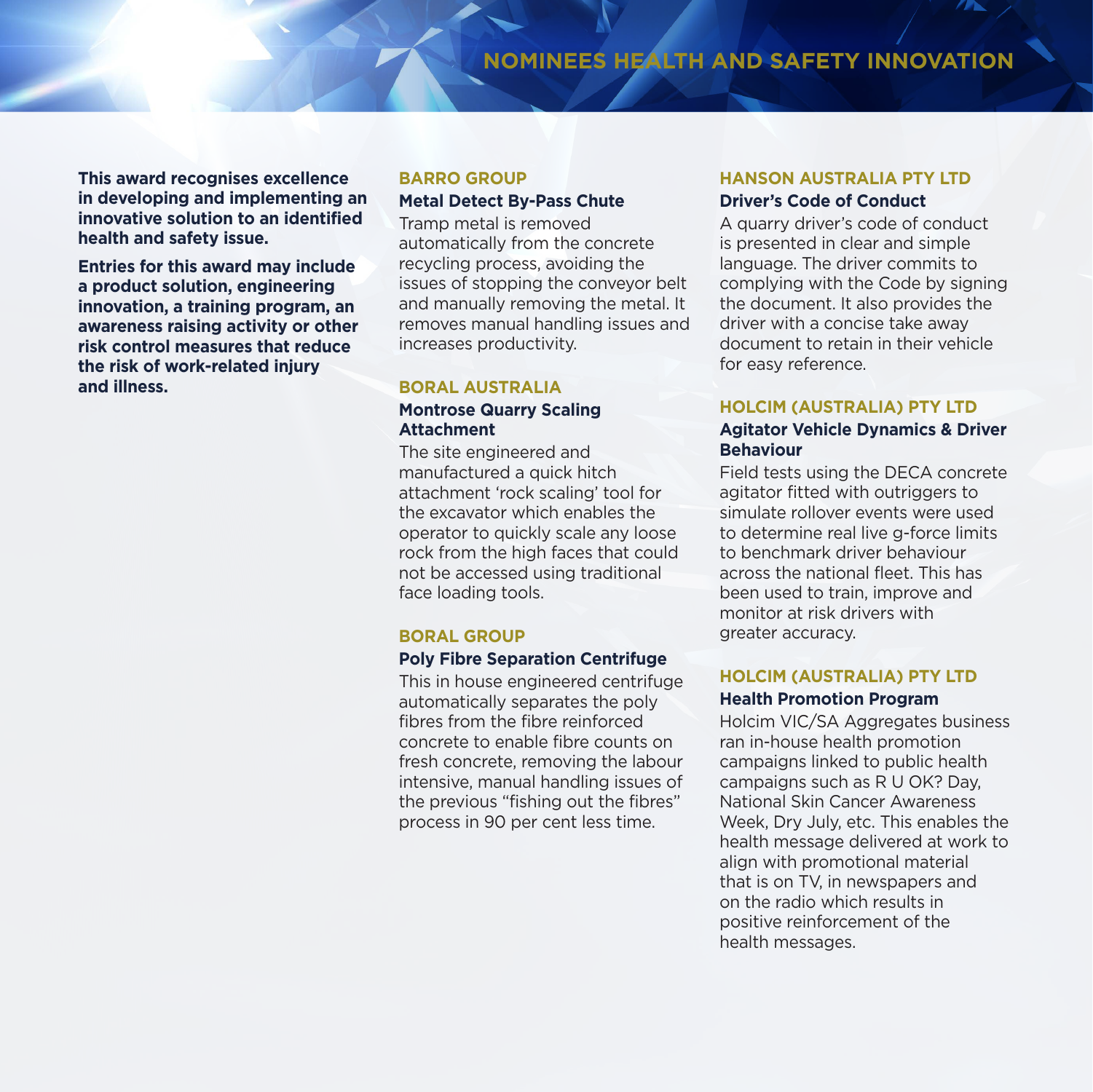# NOMINEES HEALTH AND SAFETY INNOVATION

**This award recognises excellence in developing and implementing an innovative solution to an identified health and safety issue.**

**Entries for this award may include a product solution, engineering innovation, a training program, an awareness raising activity or other risk control measures that reduce the risk of work-related injury and illness.**

## BARRO GROUP

### Metal Detect By-Pass Chute

Tramp metal is removed automatically from the concrete recycling process, avoiding the issues of stopping the conveyor belt and manually removing the metal. It removes manual handling issues and increases productivity.

## BORAL AUSTRALIA

### Montrose Quarry Scaling Attachment

The site engineered and manufactured a quick hitch attachment 'rock scaling' tool for the excavator which enables the operator to quickly scale any loose rock from the high faces that could not be accessed using traditional face loading tools.

## BORAL GROUP

### Poly Fibre Separation Centrifuge

This in house engineered centrifuge automatically separates the poly fibres from the fibre reinforced concrete to enable fibre counts on fresh concrete, removing the labour intensive, manual handling issues of the previous "fishing out the fibres" process in 90 per cent less time.

## HANSON AUSTRALIA PTY LTD

### Driver's Code of Conduct

A quarry driver's code of conduct is presented in clear and simple language. The driver commits to complying with the Code by signing the document. It also provides the driver with a concise take away document to retain in their vehicle for easy reference.

## HOLCIM (AUSTRALIA) PTY LTD

### Agitator Vehicle Dynamics & Driver Behaviour

Field tests using the DECA concrete agitator fitted with outriggers to simulate rollover events were used to determine real live g-force limits to benchmark driver behaviour across the national fleet. This has been used to train, improve and monitor at risk drivers with greater accuracy.

## HOLCIM (AUSTRALIA) PTY LTD

### Health Promotion Program

Holcim VIC/SA Aggregates business ran in-house health promotion campaigns linked to public health campaigns such as R U OK? Day, National Skin Cancer Awareness Week, Dry July, etc. This enables the health message delivered at work to align with promotional material that is on TV, in newspapers and on the radio which results in positive reinforcement of the health messages.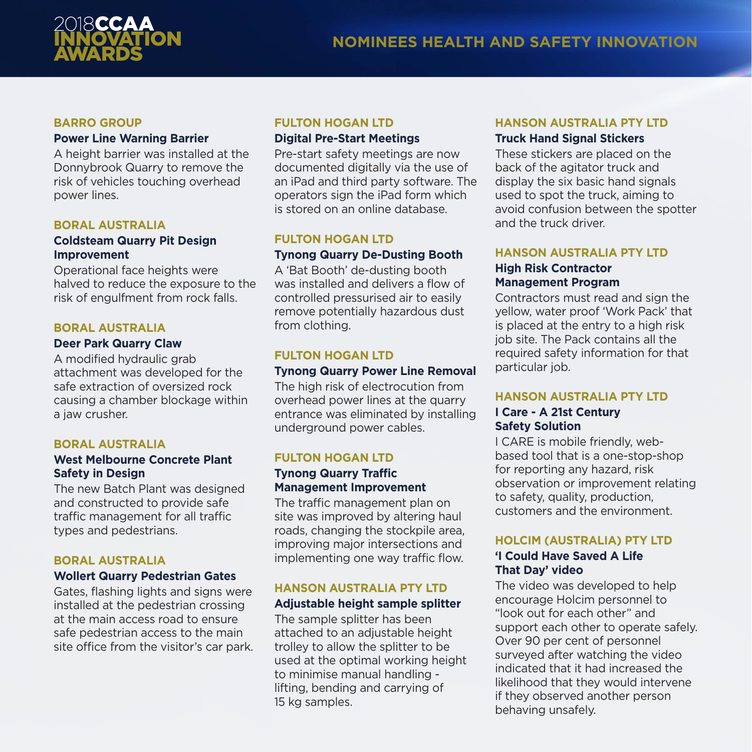# 2018 CCAA INNOVATION AWARDS

## NOMINEES HEALTH AND SAFETY INNOVATION

### BARRO GROUP

**Power Line Warning Barrier**

A height barrier was installed at the Donnybrook Quarry to remove the risk of vehicles touching overhead power lines.

### BORAL AUSTRALIA

**Coldsteam Quarry Pit Design Improvement**

Operational face heights were halved to reduce the exposure to the risk of engulfment from rock falls.

### BORAL AUSTRALIA

**Deer Park Quarry Claw**

A modified hydraulic grab attachment was developed for the safe extraction of oversized rock causing a chamber blockage within a jaw crusher.

### BORAL AUSTRALIA

**West Melbourne Concrete Plant Safety in Design**

The new Batch Plant was designed and constructed to provide safe traffic management for all traffic types and pedestrians.

### BORAL AUSTRALIA

**Wollert Quarry Pedestrian Gates**

Gates, flashing lights and signs were installed at the pedestrian crossing at the main access road to ensure safe pedestrian access to the main site office from the visitor's car park.

### FULTON HOGAN LTD

**Digital Pre-Start Meetings**

Pre-start safety meetings are now documented digitally via the use of an iPad and third party software. The operators sign the iPad form which is stored on an online database.

### FULTON HOGAN LTD

**Tynong Quarry De-Dusting Booth**

A 'Bat Booth' de-dusting booth was installed and delivers a flow of controlled pressurised air to easily remove potentially hazardous dust from clothing.

### FULTON HOGAN LTD

**Tynong Quarry Power Line Removal**

The high risk of electrocution from overhead power lines at the quarry entrance was eliminated by installing underground power cables.

### FULTON HOGAN LTD

**Tynong Quarry Traffic Management Improvement**

The traffic management plan on site was improved by altering haul roads, changing the stockpile area, improving major intersections and implementing one way traffic flow.

### HANSON AUSTRALIA PTY LTD

**Adjustable height sample splitter**

The sample splitter has been attached to an adjustable height trolley to allow the splitter to be used at the optimal working height to minimise manual handling - lifting, bending and carrying of 15 kg samples.

### HANSON AUSTRALIA PTY LTD

**Truck Hand Signal Stickers**

These stickers are placed on the back of the agitator truck and display the six basic hand signals used to spot the truck, aiming to avoid confusion between the spotter and the truck driver.

### HANSON AUSTRALIA PTY LTD

**High Risk Contractor Management Program**

Contractors must read and sign the yellow, water proof 'Work Pack' that is placed at the entry to a high risk job site. The Pack contains all the required safety information for that particular job.

### HANSON AUSTRALIA PTY LTD

**I Care - A 21st Century Safety Solution**

I CARE is mobile friendly, web-based tool that is a one-stop-shop for reporting any hazard, risk observation or improvement relating to safety, quality, production, customers and the environment.

### HOLCIM (AUSTRALIA) PTY LTD

**'I Could Have Saved A Life That Day' video**

The video was developed to help encourage Holcim personnel to "look out for each other" and support each other to operate safely. Over 90 per cent of personnel surveyed after watching the video indicated that it had increased the likelihood that they would intervene if they observed another person behaving unsafely.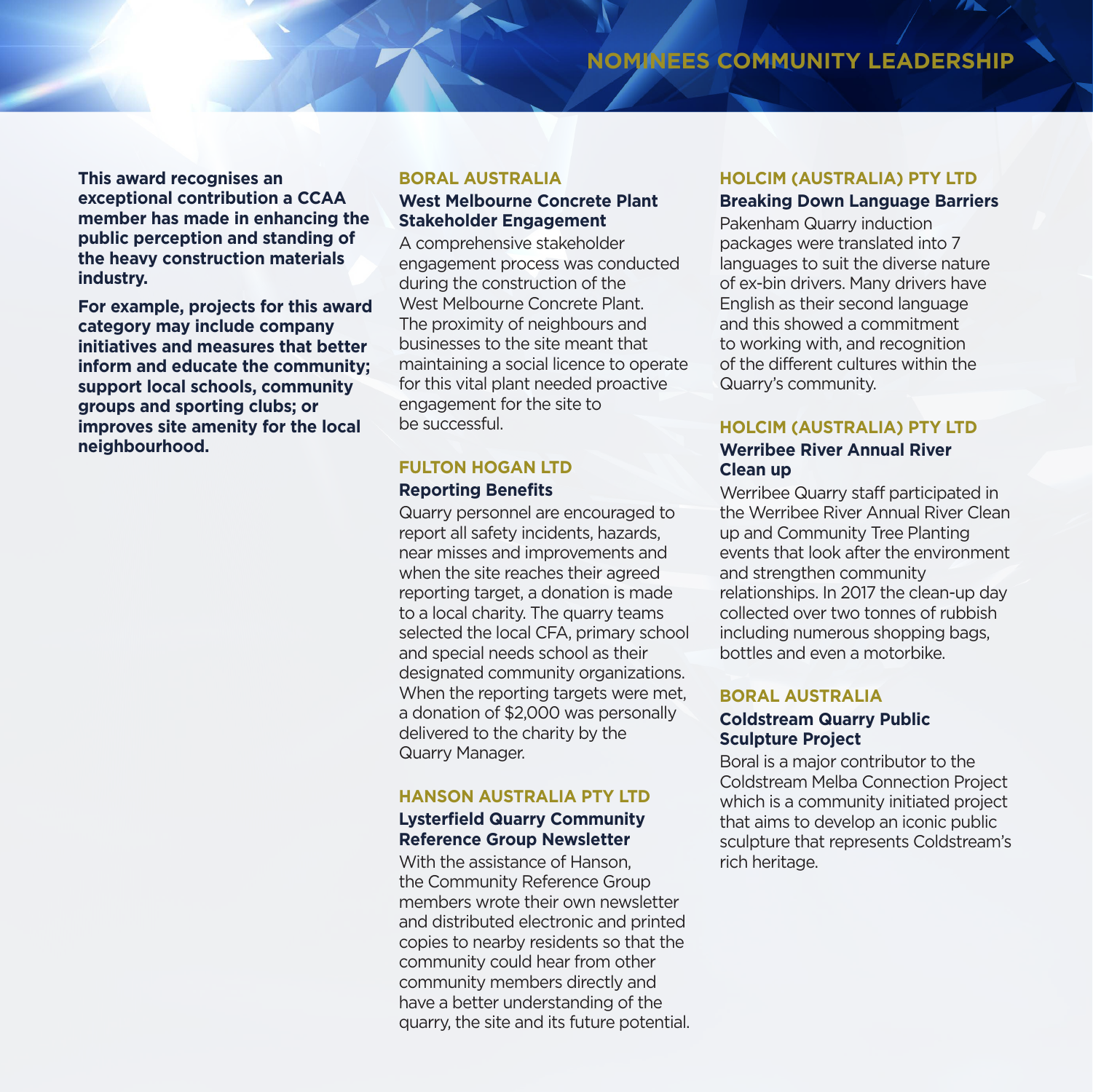# NOMINEES COMMUNITY LEADERSHIP

**This award recognises an exceptional contribution a CCAA member has made in enhancing the public perception and standing of the heavy construction materials industry.**

**For example, projects for this award category may include company initiatives and measures that better inform and educate the community; support local schools, community groups and sporting clubs; or improves site amenity for the local neighbourhood.**

## BORAL AUSTRALIA

### West Melbourne Concrete Plant Stakeholder Engagement

A comprehensive stakeholder engagement process was conducted during the construction of the West Melbourne Concrete Plant. The proximity of neighbours and businesses to the site meant that maintaining a social licence to operate for this vital plant needed proactive engagement for the site to be successful.

## FULTON HOGAN LTD

### Reporting Benefits

Quarry personnel are encouraged to report all safety incidents, hazards, near misses and improvements and when the site reaches their agreed reporting target, a donation is made to a local charity. The quarry teams selected the local CFA, primary school and special needs school as their designated community organizations. When the reporting targets were met, a donation of $2,000 was personally delivered to the charity by the Quarry Manager.

## HANSON AUSTRALIA PTY LTD

### Lysterfield Quarry Community Reference Group Newsletter

With the assistance of Hanson, the Community Reference Group members wrote their own newsletter and distributed electronic and printed copies to nearby residents so that the community could hear from other community members directly and have a better understanding of the quarry, the site and its future potential.

## HOLCIM (AUSTRALIA) PTY LTD

### Breaking Down Language Barriers

Pakenham Quarry induction packages were translated into 7 languages to suit the diverse nature of ex-bin drivers. Many drivers have English as their second language and this showed a commitment to working with, and recognition of the different cultures within the Quarry's community.

## HOLCIM (AUSTRALIA) PTY LTD

### Werribee River Annual River Clean up

Werribee Quarry staff participated in the Werribee River Annual River Clean up and Community Tree Planting events that look after the environment and strengthen community relationships. In 2017 the clean-up day collected over two tonnes of rubbish including numerous shopping bags, bottles and even a motorbike.

## BORAL AUSTRALIA

### Coldstream Quarry Public Sculpture Project

Boral is a major contributor to the Coldstream Melba Connection Project which is a community initiated project that aims to develop an iconic public sculpture that represents Coldstream's rich heritage.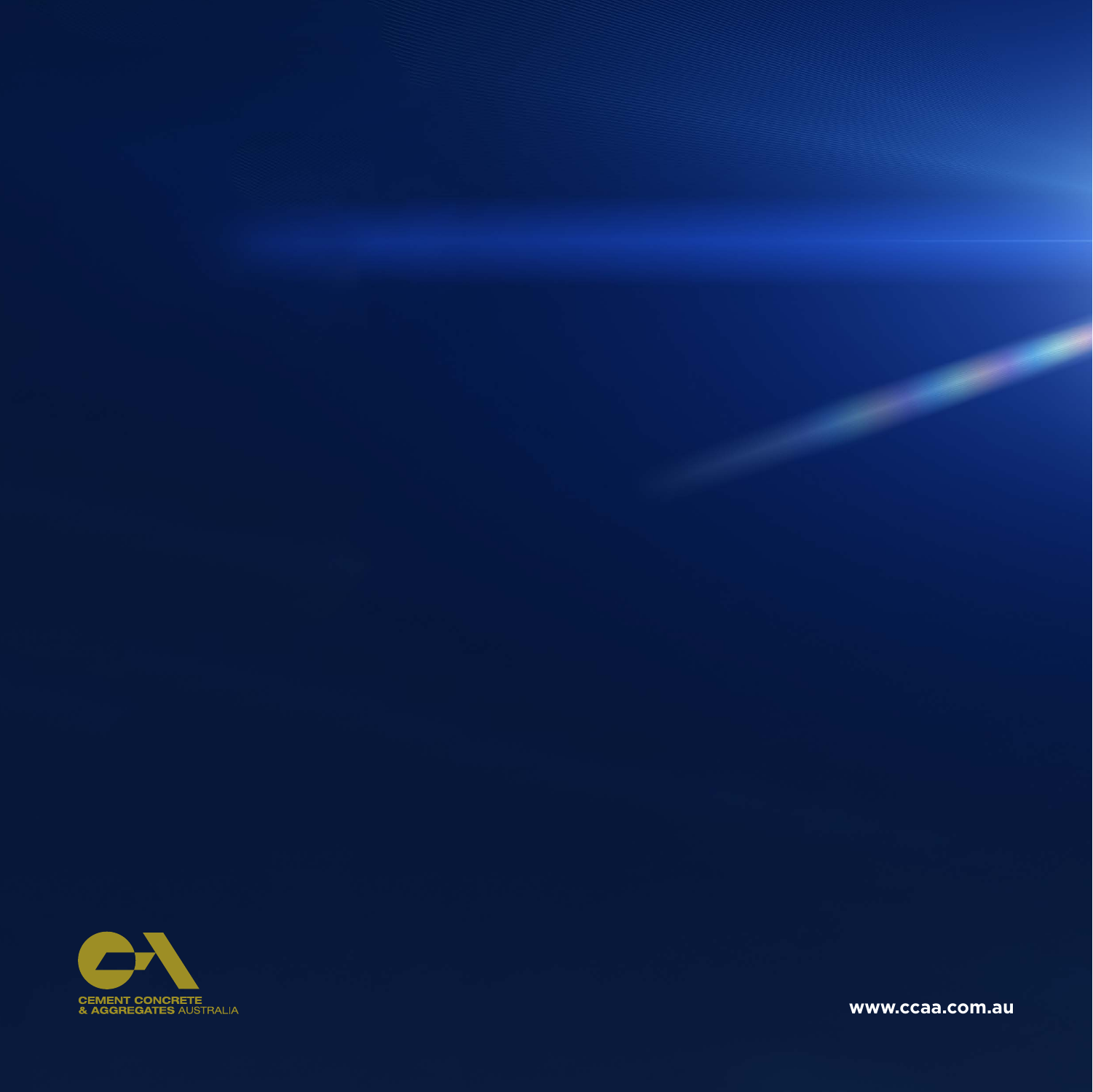CEMENT CONCRETE
& AGGREGATES AUSTRALIA

www.ccaa.com.au